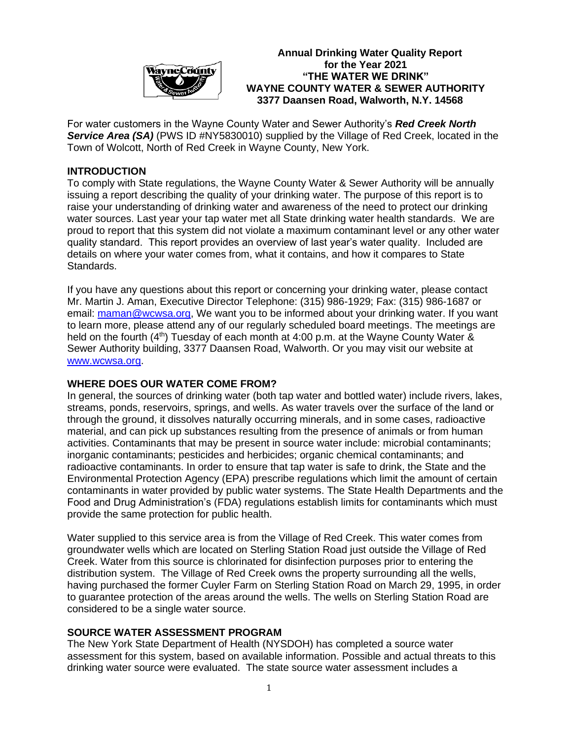**Annual Drinking Water Quality Report**
**for the Year 2021**
**"THE WATER WE DRINK"**
**WAYNE COUNTY WATER & SEWER AUTHORITY**
**3377 Daansen Road, Walworth, N.Y. 14568**

For water customers in the Wayne County Water and Sewer Authority's ***Red Creek North Service Area (SA)*** (PWS ID #NY5830010) supplied by the Village of Red Creek, located in the Town of Wolcott, North of Red Creek in Wayne County, New York.

## INTRODUCTION

To comply with State regulations, the Wayne County Water & Sewer Authority will be annually issuing a report describing the quality of your drinking water. The purpose of this report is to raise your understanding of drinking water and awareness of the need to protect our drinking water sources. Last year your tap water met all State drinking water health standards. We are proud to report that this system did not violate a maximum contaminant level or any other water quality standard. This report provides an overview of last year's water quality. Included are details on where your water comes from, what it contains, and how it compares to State Standards.

If you have any questions about this report or concerning your drinking water, please contact Mr. Martin J. Aman, Executive Director Telephone: (315) 986-1929; Fax: (315) 986-1687 or email: maman@wcwsa.org, We want you to be informed about your drinking water. If you want to learn more, please attend any of our regularly scheduled board meetings. The meetings are held on the fourth (4th) Tuesday of each month at 4:00 p.m. at the Wayne County Water & Sewer Authority building, 3377 Daansen Road, Walworth. Or you may visit our website at www.wcwsa.org.

## WHERE DOES OUR WATER COME FROM?

In general, the sources of drinking water (both tap water and bottled water) include rivers, lakes, streams, ponds, reservoirs, springs, and wells. As water travels over the surface of the land or through the ground, it dissolves naturally occurring minerals, and in some cases, radioactive material, and can pick up substances resulting from the presence of animals or from human activities. Contaminants that may be present in source water include: microbial contaminants; inorganic contaminants; pesticides and herbicides; organic chemical contaminants; and radioactive contaminants. In order to ensure that tap water is safe to drink, the State and the Environmental Protection Agency (EPA) prescribe regulations which limit the amount of certain contaminants in water provided by public water systems. The State Health Departments and the Food and Drug Administration's (FDA) regulations establish limits for contaminants which must provide the same protection for public health.

Water supplied to this service area is from the Village of Red Creek. This water comes from groundwater wells which are located on Sterling Station Road just outside the Village of Red Creek. Water from this source is chlorinated for disinfection purposes prior to entering the distribution system. The Village of Red Creek owns the property surrounding all the wells, having purchased the former Cuyler Farm on Sterling Station Road on March 29, 1995, in order to guarantee protection of the areas around the wells. The wells on Sterling Station Road are considered to be a single water source.

## SOURCE WATER ASSESSMENT PROGRAM

The New York State Department of Health (NYSDOH) has completed a source water assessment for this system, based on available information. Possible and actual threats to this drinking water source were evaluated. The state source water assessment includes a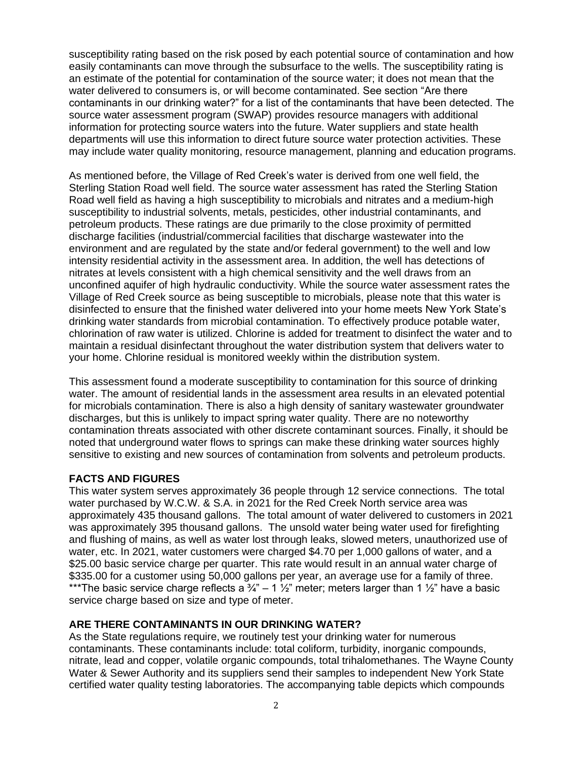susceptibility rating based on the risk posed by each potential source of contamination and how easily contaminants can move through the subsurface to the wells. The susceptibility rating is an estimate of the potential for contamination of the source water; it does not mean that the water delivered to consumers is, or will become contaminated. See section "Are there contaminants in our drinking water?" for a list of the contaminants that have been detected. The source water assessment program (SWAP) provides resource managers with additional information for protecting source waters into the future. Water suppliers and state health departments will use this information to direct future source water protection activities. These may include water quality monitoring, resource management, planning and education programs.

As mentioned before, the Village of Red Creek's water is derived from one well field, the Sterling Station Road well field. The source water assessment has rated the Sterling Station Road well field as having a high susceptibility to microbials and nitrates and a medium-high susceptibility to industrial solvents, metals, pesticides, other industrial contaminants, and petroleum products. These ratings are due primarily to the close proximity of permitted discharge facilities (industrial/commercial facilities that discharge wastewater into the environment and are regulated by the state and/or federal government) to the well and low intensity residential activity in the assessment area. In addition, the well has detections of nitrates at levels consistent with a high chemical sensitivity and the well draws from an unconfined aquifer of high hydraulic conductivity. While the source water assessment rates the Village of Red Creek source as being susceptible to microbials, please note that this water is disinfected to ensure that the finished water delivered into your home meets New York State's drinking water standards from microbial contamination. To effectively produce potable water, chlorination of raw water is utilized. Chlorine is added for treatment to disinfect the water and to maintain a residual disinfectant throughout the water distribution system that delivers water to your home. Chlorine residual is monitored weekly within the distribution system.

This assessment found a moderate susceptibility to contamination for this source of drinking water. The amount of residential lands in the assessment area results in an elevated potential for microbials contamination. There is also a high density of sanitary wastewater groundwater discharges, but this is unlikely to impact spring water quality. There are no noteworthy contamination threats associated with other discrete contaminant sources. Finally, it should be noted that underground water flows to springs can make these drinking water sources highly sensitive to existing and new sources of contamination from solvents and petroleum products.

**FACTS AND FIGURES**

This water system serves approximately 36 people through 12 service connections. The total water purchased by W.C.W. & S.A. in 2021 for the Red Creek North service area was approximately 435 thousand gallons. The total amount of water delivered to customers in 2021 was approximately 395 thousand gallons. The unsold water being water used for firefighting and flushing of mains, as well as water lost through leaks, slowed meters, unauthorized use of water, etc. In 2021, water customers were charged $4.70 per 1,000 gallons of water, and a $25.00 basic service charge per quarter. This rate would result in an annual water charge of $335.00 for a customer using 50,000 gallons per year, an average use for a family of three. ***The basic service charge reflects a ¾" – 1 ½" meter; meters larger than 1 ½" have a basic service charge based on size and type of meter.

**ARE THERE CONTAMINANTS IN OUR DRINKING WATER?**

As the State regulations require, we routinely test your drinking water for numerous contaminants. These contaminants include: total coliform, turbidity, inorganic compounds, nitrate, lead and copper, volatile organic compounds, total trihalomethanes. The Wayne County Water & Sewer Authority and its suppliers send their samples to independent New York State certified water quality testing laboratories. The accompanying table depicts which compounds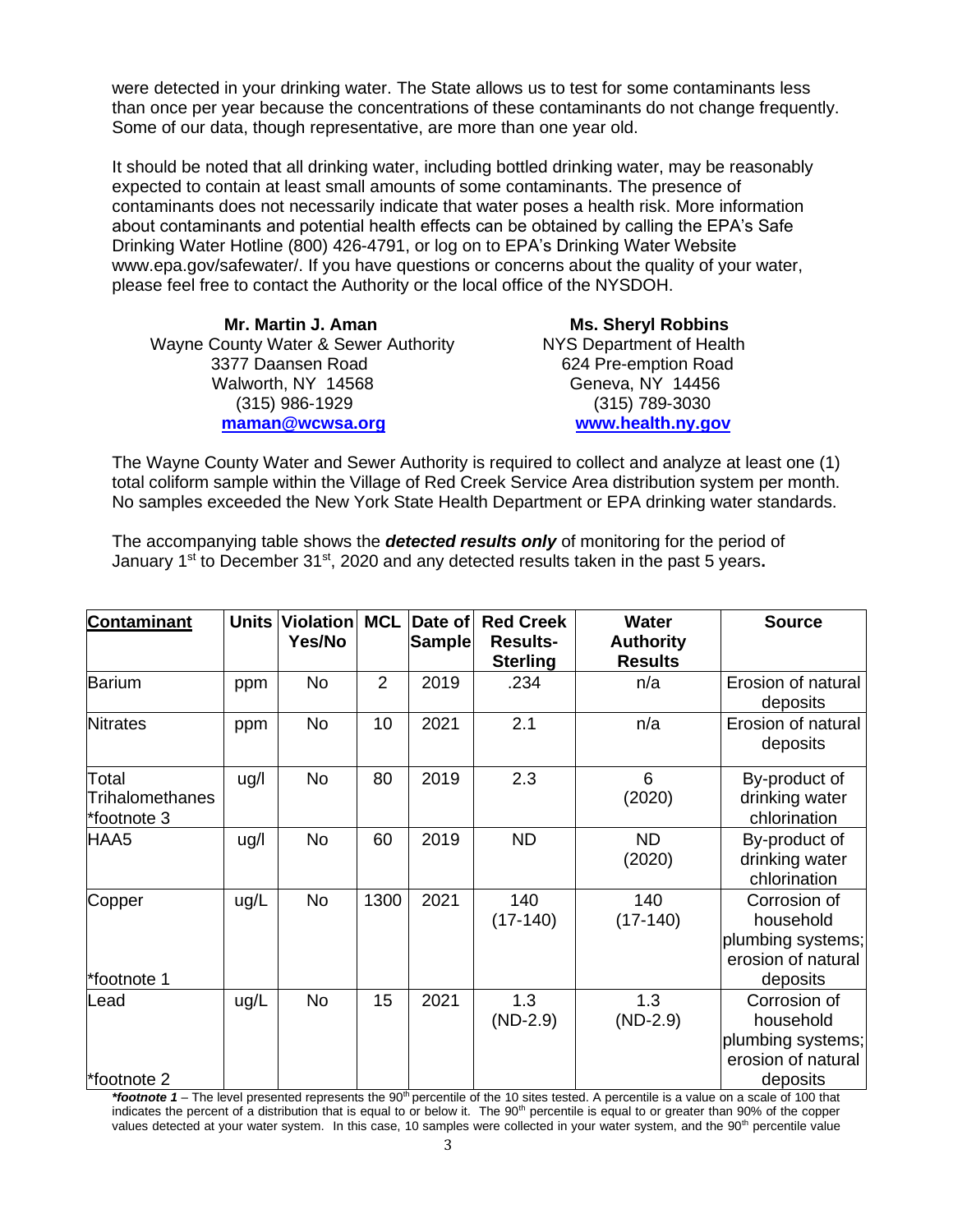were detected in your drinking water. The State allows us to test for some contaminants less than once per year because the concentrations of these contaminants do not change frequently. Some of our data, though representative, are more than one year old.

It should be noted that all drinking water, including bottled drinking water, may be reasonably expected to contain at least small amounts of some contaminants. The presence of contaminants does not necessarily indicate that water poses a health risk. More information about contaminants and potential health effects can be obtained by calling the EPA's Safe Drinking Water Hotline (800) 426-4791, or log on to EPA's Drinking Water Website www.epa.gov/safewater/. If you have questions or concerns about the quality of your water, please feel free to contact the Authority or the local office of the NYSDOH.

**Mr. Martin J. Aman**
Wayne County Water & Sewer Authority
3377 Daansen Road
Walworth, NY 14568
(315) 986-1929
maman@wcwsa.org

**Ms. Sheryl Robbins**
NYS Department of Health
624 Pre-emption Road
Geneva, NY 14456
(315) 789-3030
www.health.ny.gov

The Wayne County Water and Sewer Authority is required to collect and analyze at least one (1) total coliform sample within the Village of Red Creek Service Area distribution system per month. No samples exceeded the New York State Health Department or EPA drinking water standards.

The accompanying table shows the ***detected results only*** of monitoring for the period of January 1st to December 31st, 2020 and any detected results taken in the past 5 years**.**

| Contaminant | Units | Violation Yes/No | MCL | Date of Sample | Red Creek Results-Sterling | Water Authority Results | Source |
|---|---|---|---|---|---|---|---|
| Barium | ppm | No | 2 | 2019 | .234 | n/a | Erosion of natural deposits |
| Nitrates | ppm | No | 10 | 2021 | 2.1 | n/a | Erosion of natural deposits |
| Total Trihalomethanes *footnote 3 | ug/l | No | 80 | 2019 | 2.3 | 6 (2020) | By-product of drinking water chlorination |
| HAA5 | ug/l | No | 60 | 2019 | ND | ND (2020) | By-product of drinking water chlorination |
| Copper *footnote 1 | ug/L | No | 1300 | 2021 | 140 (17-140) | 140 (17-140) | Corrosion of household plumbing systems; erosion of natural deposits |
| Lead *footnote 2 | ug/L | No | 15 | 2021 | 1.3 (ND-2.9) | 1.3 (ND-2.9) | Corrosion of household plumbing systems; erosion of natural deposits |

***footnote 1*** – The level presented represents the 90th percentile of the 10 sites tested. A percentile is a value on a scale of 100 that indicates the percent of a distribution that is equal to or below it. The 90th percentile is equal to or greater than 90% of the copper values detected at your water system. In this case, 10 samples were collected in your water system, and the 90th percentile value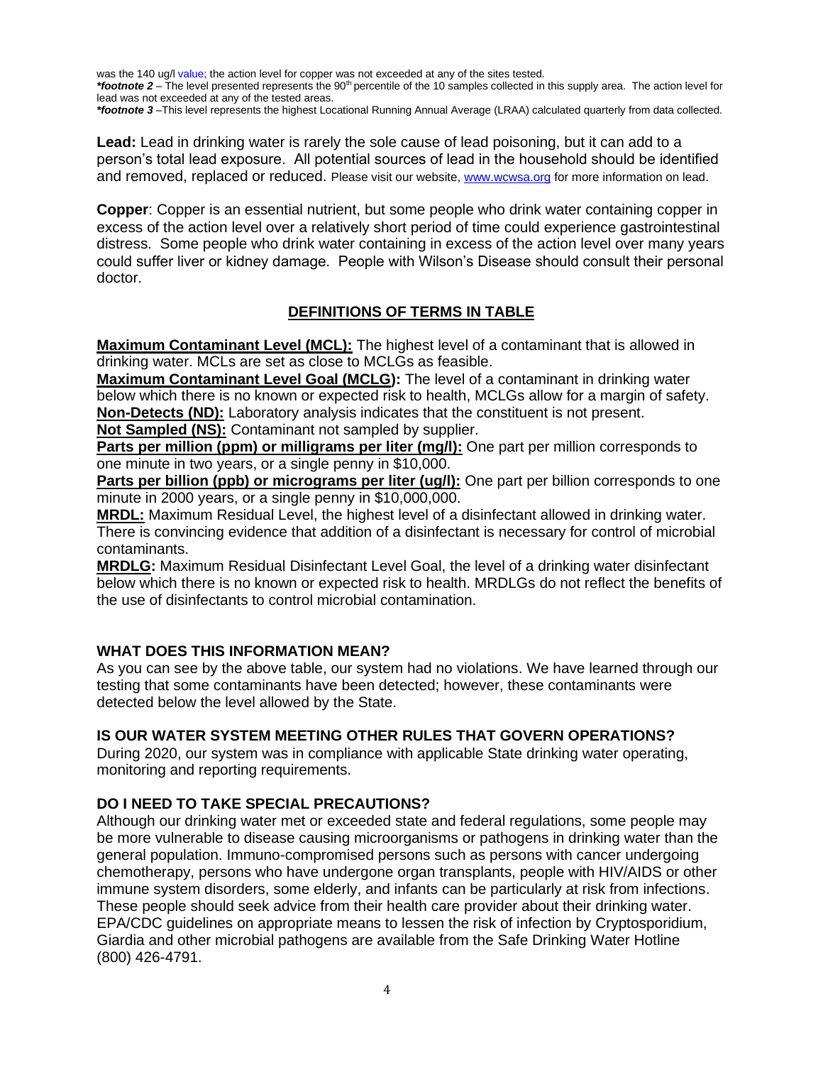was the 140 ug/l value; the action level for copper was not exceeded at any of the sites tested.

***footnote 2*** – The level presented represents the 90th percentile of the 10 samples collected in this supply area. The action level for lead was not exceeded at any of the tested areas.

***footnote 3*** –This level represents the highest Locational Running Annual Average (LRAA) calculated quarterly from data collected.

**Lead:** Lead in drinking water is rarely the sole cause of lead poisoning, but it can add to a person's total lead exposure. All potential sources of lead in the household should be identified and removed, replaced or reduced. Please visit our website, www.wcwsa.org for more information on lead.

**Copper**: Copper is an essential nutrient, but some people who drink water containing copper in excess of the action level over a relatively short period of time could experience gastrointestinal distress. Some people who drink water containing in excess of the action level over many years could suffer liver or kidney damage. People with Wilson's Disease should consult their personal doctor.

## DEFINITIONS OF TERMS IN TABLE

**Maximum Contaminant Level (MCL):** The highest level of a contaminant that is allowed in drinking water. MCLs are set as close to MCLGs as feasible.

**Maximum Contaminant Level Goal (MCLG):** The level of a contaminant in drinking water below which there is no known or expected risk to health, MCLGs allow for a margin of safety.

**Non-Detects (ND):** Laboratory analysis indicates that the constituent is not present.

**Not Sampled (NS):** Contaminant not sampled by supplier.

**Parts per million (ppm) or milligrams per liter (mg/l):** One part per million corresponds to one minute in two years, or a single penny in $10,000.

**Parts per billion (ppb) or micrograms per liter (ug/l):** One part per billion corresponds to one minute in 2000 years, or a single penny in $10,000,000.

**MRDL:** Maximum Residual Level, the highest level of a disinfectant allowed in drinking water. There is convincing evidence that addition of a disinfectant is necessary for control of microbial contaminants.

**MRDLG:** Maximum Residual Disinfectant Level Goal, the level of a drinking water disinfectant below which there is no known or expected risk to health. MRDLGs do not reflect the benefits of the use of disinfectants to control microbial contamination.

### WHAT DOES THIS INFORMATION MEAN?

As you can see by the above table, our system had no violations. We have learned through our testing that some contaminants have been detected; however, these contaminants were detected below the level allowed by the State.

### IS OUR WATER SYSTEM MEETING OTHER RULES THAT GOVERN OPERATIONS?

During 2020, our system was in compliance with applicable State drinking water operating, monitoring and reporting requirements.

### DO I NEED TO TAKE SPECIAL PRECAUTIONS?

Although our drinking water met or exceeded state and federal regulations, some people may be more vulnerable to disease causing microorganisms or pathogens in drinking water than the general population. Immuno-compromised persons such as persons with cancer undergoing chemotherapy, persons who have undergone organ transplants, people with HIV/AIDS or other immune system disorders, some elderly, and infants can be particularly at risk from infections. These people should seek advice from their health care provider about their drinking water. EPA/CDC guidelines on appropriate means to lessen the risk of infection by Cryptosporidium, Giardia and other microbial pathogens are available from the Safe Drinking Water Hotline (800) 426-4791.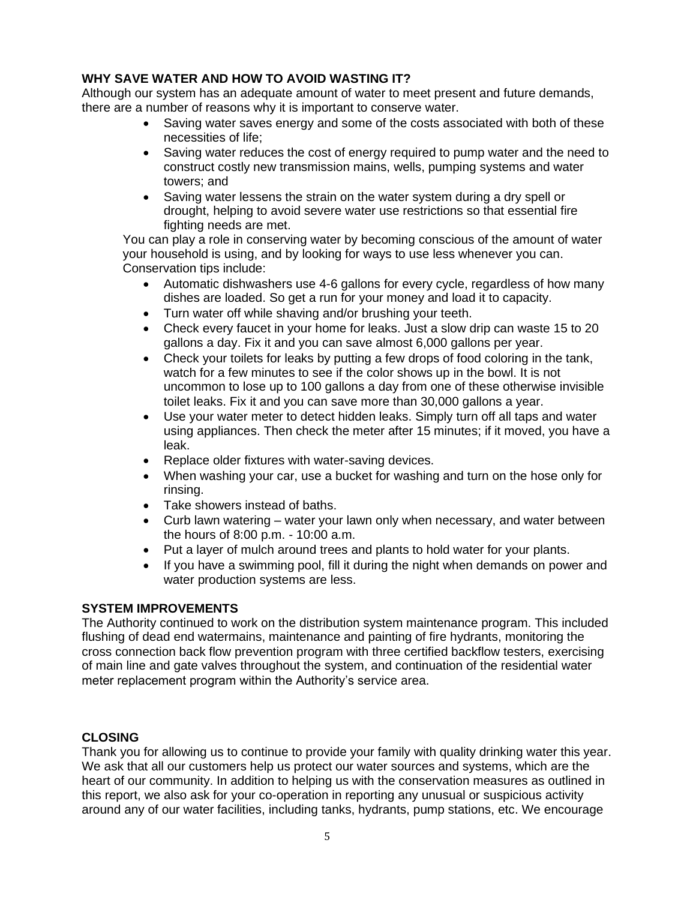### WHY SAVE WATER AND HOW TO AVOID WASTING IT?

Although our system has an adequate amount of water to meet present and future demands, there are a number of reasons why it is important to conserve water.

- Saving water saves energy and some of the costs associated with both of these necessities of life;
- Saving water reduces the cost of energy required to pump water and the need to construct costly new transmission mains, wells, pumping systems and water towers; and
- Saving water lessens the strain on the water system during a dry spell or drought, helping to avoid severe water use restrictions so that essential fire fighting needs are met.

You can play a role in conserving water by becoming conscious of the amount of water your household is using, and by looking for ways to use less whenever you can. Conservation tips include:

- Automatic dishwashers use 4-6 gallons for every cycle, regardless of how many dishes are loaded. So get a run for your money and load it to capacity.
- Turn water off while shaving and/or brushing your teeth.
- Check every faucet in your home for leaks. Just a slow drip can waste 15 to 20 gallons a day. Fix it and you can save almost 6,000 gallons per year.
- Check your toilets for leaks by putting a few drops of food coloring in the tank, watch for a few minutes to see if the color shows up in the bowl. It is not uncommon to lose up to 100 gallons a day from one of these otherwise invisible toilet leaks. Fix it and you can save more than 30,000 gallons a year.
- Use your water meter to detect hidden leaks. Simply turn off all taps and water using appliances. Then check the meter after 15 minutes; if it moved, you have a leak.
- Replace older fixtures with water-saving devices.
- When washing your car, use a bucket for washing and turn on the hose only for rinsing.
- Take showers instead of baths.
- Curb lawn watering – water your lawn only when necessary, and water between the hours of 8:00 p.m. - 10:00 a.m.
- Put a layer of mulch around trees and plants to hold water for your plants.
- If you have a swimming pool, fill it during the night when demands on power and water production systems are less.

### SYSTEM IMPROVEMENTS

The Authority continued to work on the distribution system maintenance program. This included flushing of dead end watermains, maintenance and painting of fire hydrants, monitoring the cross connection back flow prevention program with three certified backflow testers, exercising of main line and gate valves throughout the system, and continuation of the residential water meter replacement program within the Authority's service area.

### CLOSING

Thank you for allowing us to continue to provide your family with quality drinking water this year. We ask that all our customers help us protect our water sources and systems, which are the heart of our community. In addition to helping us with the conservation measures as outlined in this report, we also ask for your co-operation in reporting any unusual or suspicious activity around any of our water facilities, including tanks, hydrants, pump stations, etc. We encourage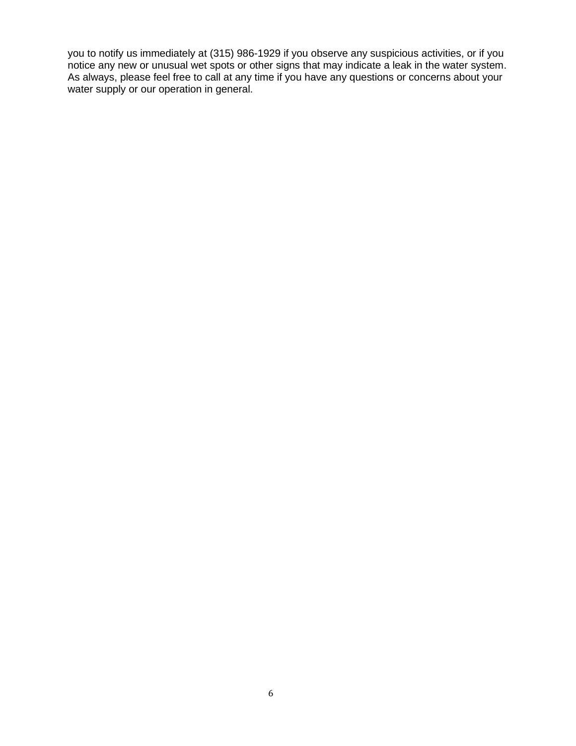you to notify us immediately at (315) 986-1929 if you observe any suspicious activities, or if you notice any new or unusual wet spots or other signs that may indicate a leak in the water system. As always, please feel free to call at any time if you have any questions or concerns about your water supply or our operation in general.